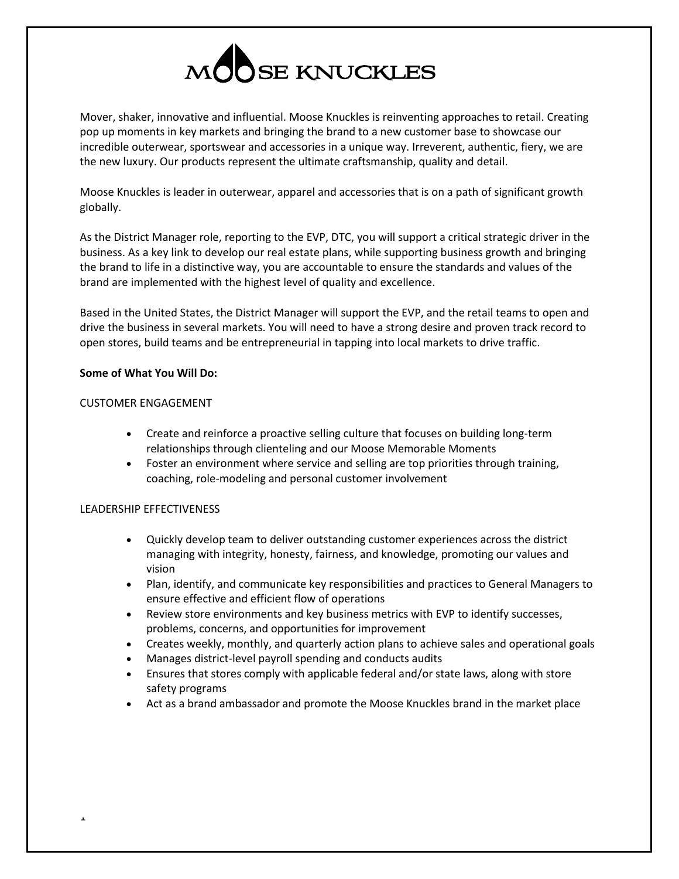# MOOSE KNUCKLES

Mover, shaker, innovative and influential. Moose Knuckles is reinventing approaches to retail. Creating pop up moments in key markets and bringing the brand to a new customer base to showcase our incredible outerwear, sportswear and accessories in a unique way. Irreverent, authentic, fiery, we are the new luxury. Our products represent the ultimate craftsmanship, quality and detail.

Moose Knuckles is leader in outerwear, apparel and accessories that is on a path of significant growth globally.

As the District Manager role, reporting to the EVP, DTC, you will support a critical strategic driver in the business. As a key link to develop our real estate plans, while supporting business growth and bringing the brand to life in a distinctive way, you are accountable to ensure the standards and values of the brand are implemented with the highest level of quality and excellence.

Based in the United States, the District Manager will support the EVP, and the retail teams to open and drive the business in several markets. You will need to have a strong desire and proven track record to open stores, build teams and be entrepreneurial in tapping into local markets to drive traffic.

**Some of What You Will Do:**

CUSTOMER ENGAGEMENT

- Create and reinforce a proactive selling culture that focuses on building long-term relationships through clienteling and our Moose Memorable Moments
- Foster an environment where service and selling are top priorities through training, coaching, role-modeling and personal customer involvement

LEADERSHIP EFFECTIVENESS

- Quickly develop team to deliver outstanding customer experiences across the district managing with integrity, honesty, fairness, and knowledge, promoting our values and vision
- Plan, identify, and communicate key responsibilities and practices to General Managers to ensure effective and efficient flow of operations
- Review store environments and key business metrics with EVP to identify successes, problems, concerns, and opportunities for improvement
- Creates weekly, monthly, and quarterly action plans to achieve sales and operational goals
- Manages district-level payroll spending and conducts audits
- Ensures that stores comply with applicable federal and/or state laws, along with store safety programs
- Act as a brand ambassador and promote the Moose Knuckles brand in the market place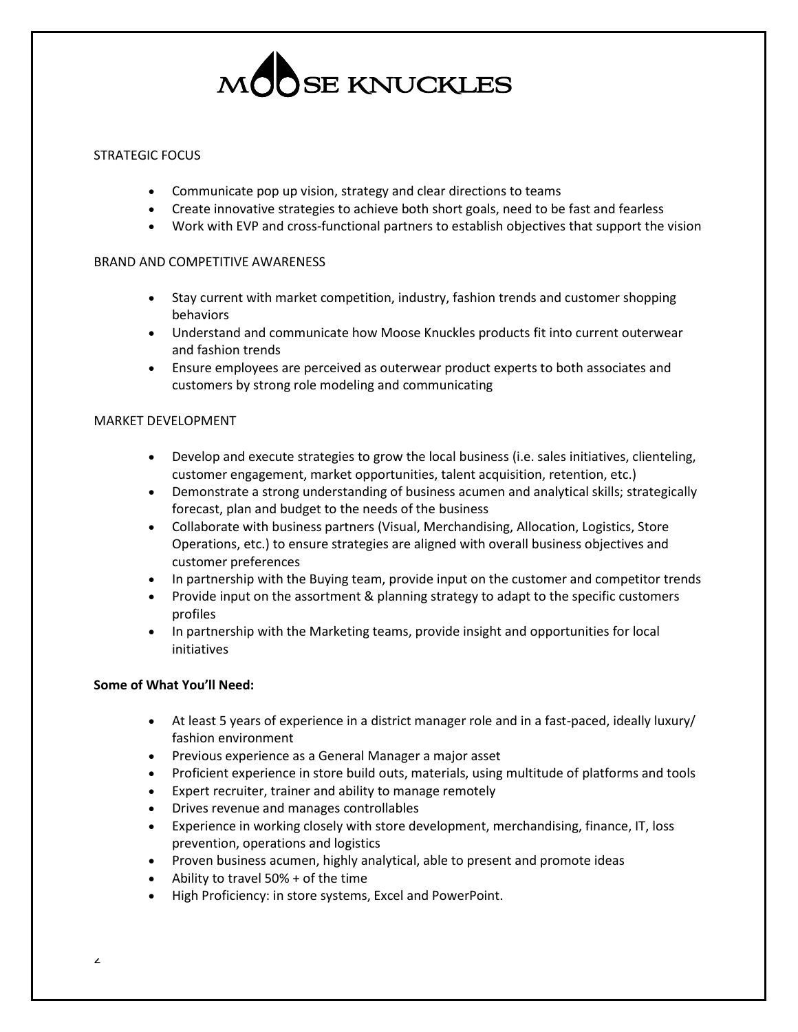STRATEGIC FOCUS

- Communicate pop up vision, strategy and clear directions to teams
- Create innovative strategies to achieve both short goals, need to be fast and fearless
- Work with EVP and cross-functional partners to establish objectives that support the vision

BRAND AND COMPETITIVE AWARENESS

- Stay current with market competition, industry, fashion trends and customer shopping behaviors
- Understand and communicate how Moose Knuckles products fit into current outerwear and fashion trends
- Ensure employees are perceived as outerwear product experts to both associates and customers by strong role modeling and communicating

MARKET DEVELOPMENT

- Develop and execute strategies to grow the local business (i.e. sales initiatives, clienteling, customer engagement, market opportunities, talent acquisition, retention, etc.)
- Demonstrate a strong understanding of business acumen and analytical skills; strategically forecast, plan and budget to the needs of the business
- Collaborate with business partners (Visual, Merchandising, Allocation, Logistics, Store Operations, etc.) to ensure strategies are aligned with overall business objectives and customer preferences
- In partnership with the Buying team, provide input on the customer and competitor trends
- Provide input on the assortment & planning strategy to adapt to the specific customers profiles
- In partnership with the Marketing teams, provide insight and opportunities for local initiatives

**Some of What You'll Need:**

- At least 5 years of experience in a district manager role and in a fast-paced, ideally luxury/ fashion environment
- Previous experience as a General Manager a major asset
- Proficient experience in store build outs, materials, using multitude of platforms and tools
- Expert recruiter, trainer and ability to manage remotely
- Drives revenue and manages controllables
- Experience in working closely with store development, merchandising, finance, IT, loss prevention, operations and logistics
- Proven business acumen, highly analytical, able to present and promote ideas
- Ability to travel 50% + of the time
- High Proficiency: in store systems, Excel and PowerPoint.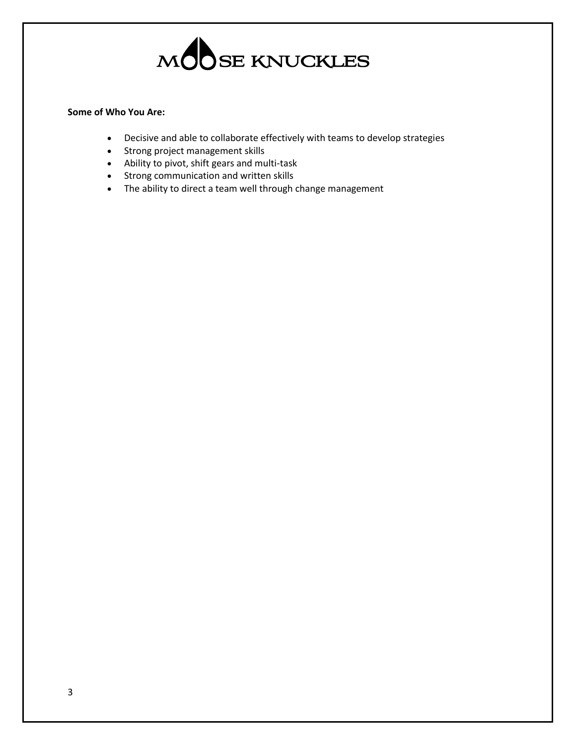**Some of Who You Are:**

- Decisive and able to collaborate effectively with teams to develop strategies
- Strong project management skills
- Ability to pivot, shift gears and multi-task
- Strong communication and written skills
- The ability to direct a team well through change management